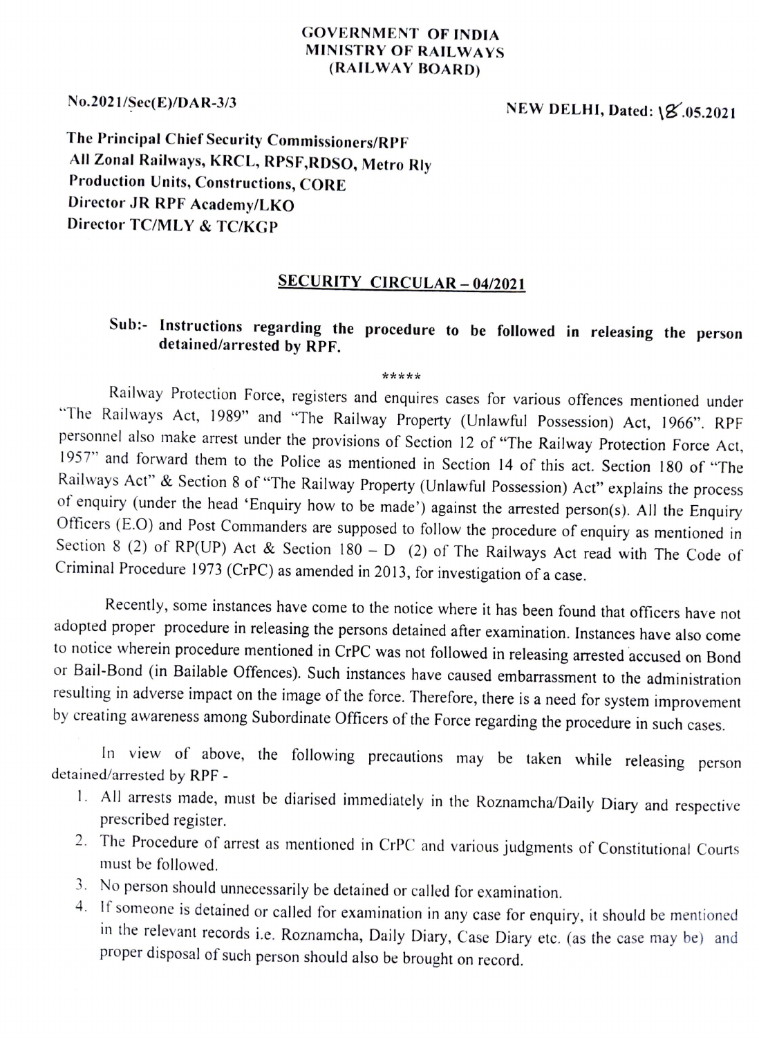**GOVERNMENT OF INDIA**
**MINISTRY OF RAILWAYS**
**(RAILWAY BOARD)**

**No.2021/Sec(E)/DAR-3/3** **NEW DELHI, Dated: 18.05.2021**

**The Principal Chief Security Commissioners/RPF**
**All Zonal Railways, KRCL, RPSF,RDSO, Metro Rly**
**Production Units, Constructions, CORE**
**Director JR RPF Academy/LKO**
**Director TC/MLY & TC/KGP**

## SECURITY CIRCULAR – 04/2021

**Sub:- Instructions regarding the procedure to be followed in releasing the person detained/arrested by RPF.**

*****

Railway Protection Force, registers and enquires cases for various offences mentioned under "The Railways Act, 1989" and "The Railway Property (Unlawful Possession) Act, 1966". RPF personnel also make arrest under the provisions of Section 12 of "The Railway Protection Force Act, 1957" and forward them to the Police as mentioned in Section 14 of this act. Section 180 of "The Railways Act" & Section 8 of "The Railway Property (Unlawful Possession) Act" explains the process of enquiry (under the head 'Enquiry how to be made') against the arrested person(s). All the Enquiry Officers (E.O) and Post Commanders are supposed to follow the procedure of enquiry as mentioned in Section 8 (2) of RP(UP) Act & Section 180 – D (2) of The Railways Act read with The Code of Criminal Procedure 1973 (CrPC) as amended in 2013, for investigation of a case.

Recently, some instances have come to the notice where it has been found that officers have not adopted proper procedure in releasing the persons detained after examination. Instances have also come to notice wherein procedure mentioned in CrPC was not followed in releasing arrested accused on Bond or Bail-Bond (in Bailable Offences). Such instances have caused embarrassment to the administration resulting in adverse impact on the image of the force. Therefore, there is a need for system improvement by creating awareness among Subordinate Officers of the Force regarding the procedure in such cases.

In view of above, the following precautions may be taken while releasing person detained/arrested by RPF -

1. All arrests made, must be diarised immediately in the Roznamcha/Daily Diary and respective prescribed register.
2. The Procedure of arrest as mentioned in CrPC and various judgments of Constitutional Courts must be followed.
3. No person should unnecessarily be detained or called for examination.
4. If someone is detained or called for examination in any case for enquiry, it should be mentioned in the relevant records i.e. Roznamcha, Daily Diary, Case Diary etc. (as the case may be) and proper disposal of such person should also be brought on record.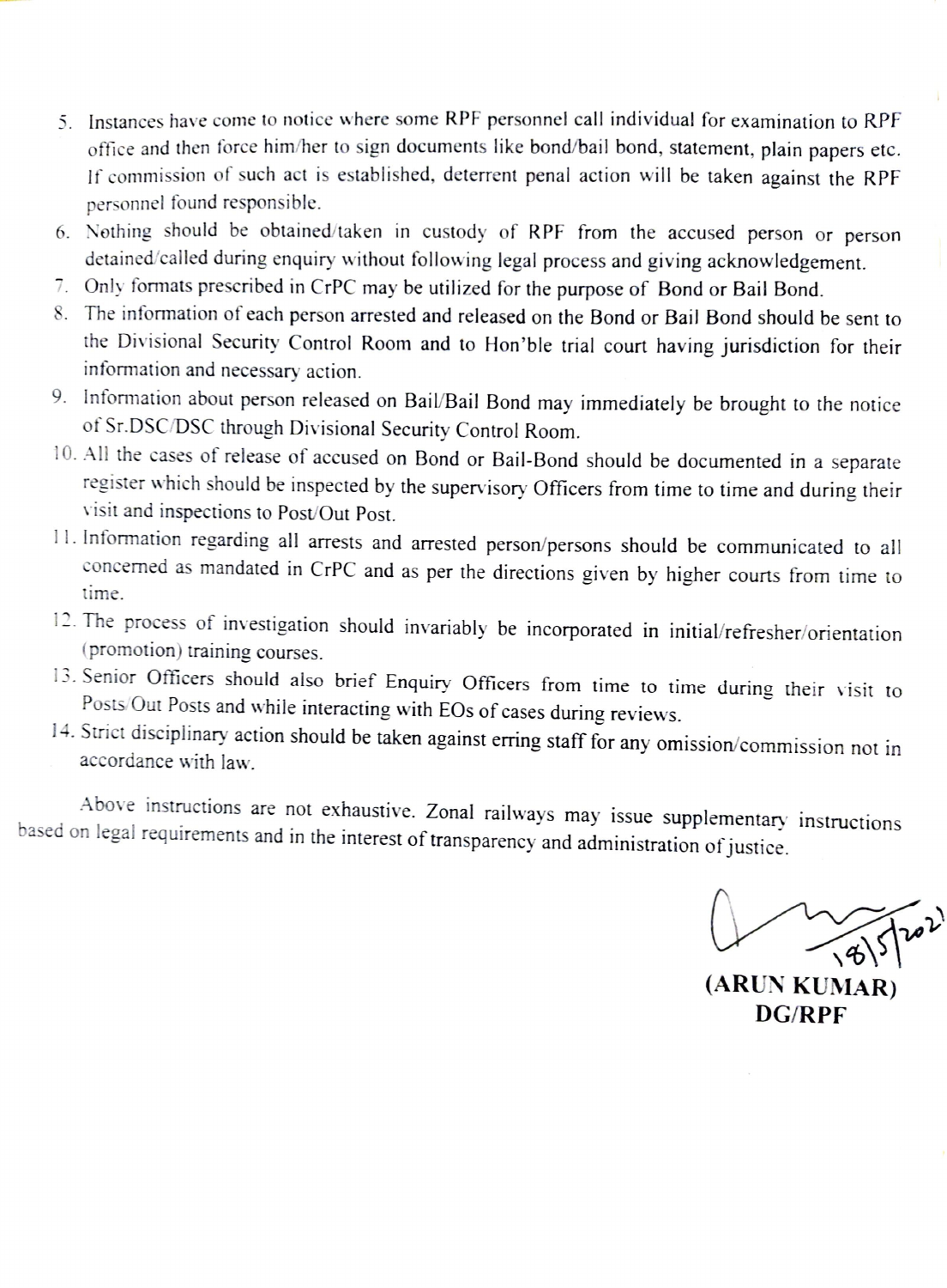5. Instances have come to notice where some RPF personnel call individual for examination to RPF office and then force him/her to sign documents like bond/bail bond, statement, plain papers etc. If commission of such act is established, deterrent penal action will be taken against the RPF personnel found responsible.
6. Nothing should be obtained/taken in custody of RPF from the accused person or person detained/called during enquiry without following legal process and giving acknowledgement.
7. Only formats prescribed in CrPC may be utilized for the purpose of Bond or Bail Bond.
8. The information of each person arrested and released on the Bond or Bail Bond should be sent to the Divisional Security Control Room and to Hon'ble trial court having jurisdiction for their information and necessary action.
9. Information about person released on Bail/Bail Bond may immediately be brought to the notice of Sr.DSC/DSC through Divisional Security Control Room.
10. All the cases of release of accused on Bond or Bail-Bond should be documented in a separate register which should be inspected by the supervisory Officers from time to time and during their visit and inspections to Post/Out Post.
11. Information regarding all arrests and arrested person/persons should be communicated to all concerned as mandated in CrPC and as per the directions given by higher courts from time to time.
12. The process of investigation should invariably be incorporated in initial/refresher/orientation (promotion) training courses.
13. Senior Officers should also brief Enquiry Officers from time to time during their visit to Posts/Out Posts and while interacting with EOs of cases during reviews.
14. Strict disciplinary action should be taken against erring staff for any omission/commission not in accordance with law.

Above instructions are not exhaustive. Zonal railways may issue supplementary instructions based on legal requirements and in the interest of transparency and administration of justice.

18/5/2021

**(ARUN KUMAR)**
**DG/RPF**